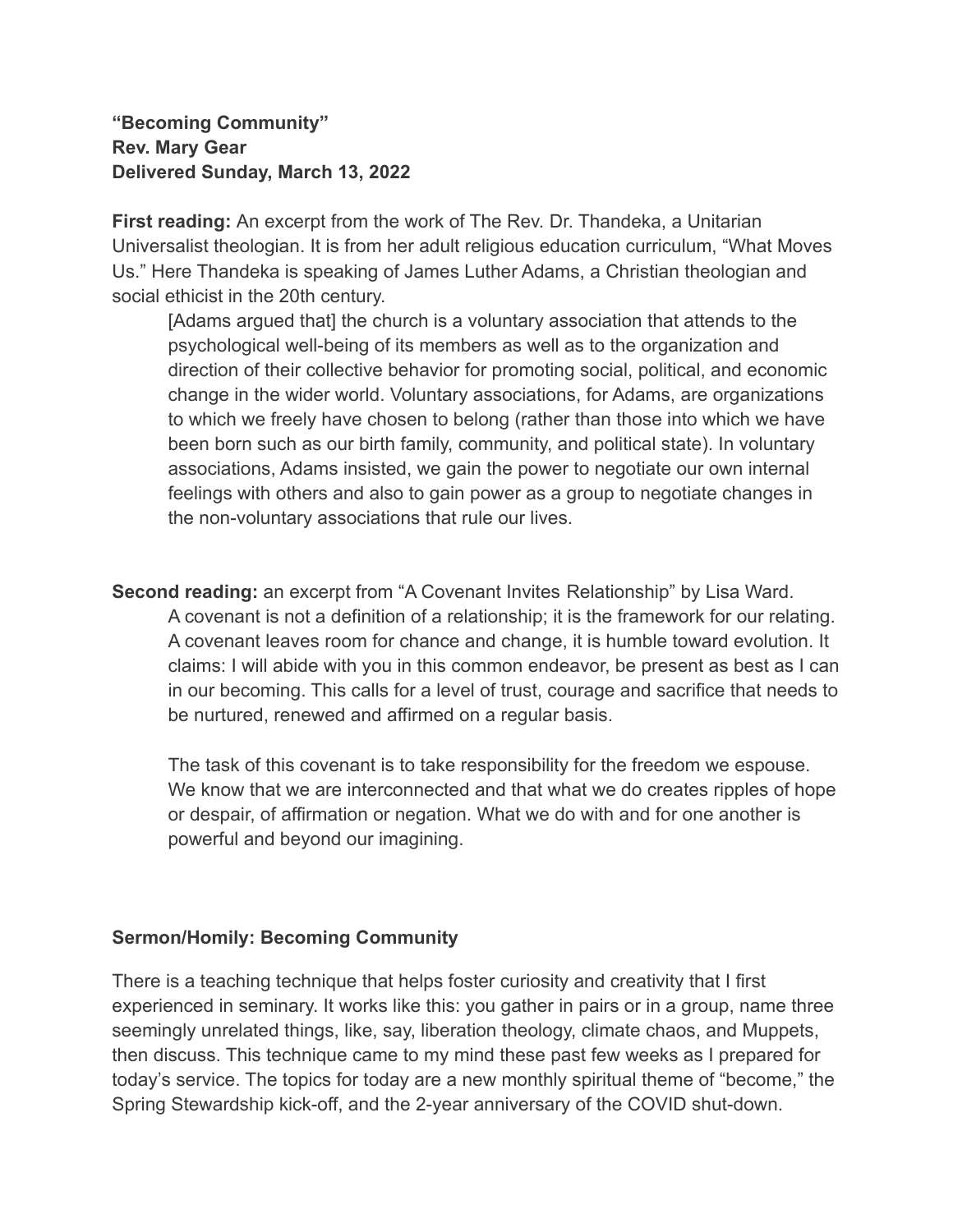**"Becoming Community"**
**Rev. Mary Gear**
**Delivered Sunday, March 13, 2022**

**First reading:** An excerpt from the work of The Rev. Dr. Thandeka, a Unitarian Universalist theologian. It is from her adult religious education curriculum, "What Moves Us." Here Thandeka is speaking of James Luther Adams, a Christian theologian and social ethicist in the 20th century.

> [Adams argued that] the church is a voluntary association that attends to the psychological well-being of its members as well as to the organization and direction of their collective behavior for promoting social, political, and economic change in the wider world. Voluntary associations, for Adams, are organizations to which we freely have chosen to belong (rather than those into which we have been born such as our birth family, community, and political state). In voluntary associations, Adams insisted, we gain the power to negotiate our own internal feelings with others and also to gain power as a group to negotiate changes in the non-voluntary associations that rule our lives.

**Second reading:** an excerpt from "A Covenant Invites Relationship" by Lisa Ward.

> A covenant is not a definition of a relationship; it is the framework for our relating. A covenant leaves room for chance and change, it is humble toward evolution. It claims: I will abide with you in this common endeavor, be present as best as I can in our becoming. This calls for a level of trust, courage and sacrifice that needs to be nurtured, renewed and affirmed on a regular basis.
>
> The task of this covenant is to take responsibility for the freedom we espouse. We know that we are interconnected and that what we do creates ripples of hope or despair, of affirmation or negation. What we do with and for one another is powerful and beyond our imagining.

**Sermon/Homily: Becoming Community**

There is a teaching technique that helps foster curiosity and creativity that I first experienced in seminary. It works like this: you gather in pairs or in a group, name three seemingly unrelated things, like, say, liberation theology, climate chaos, and Muppets, then discuss. This technique came to my mind these past few weeks as I prepared for today's service. The topics for today are a new monthly spiritual theme of "become," the Spring Stewardship kick-off, and the 2-year anniversary of the COVID shut-down.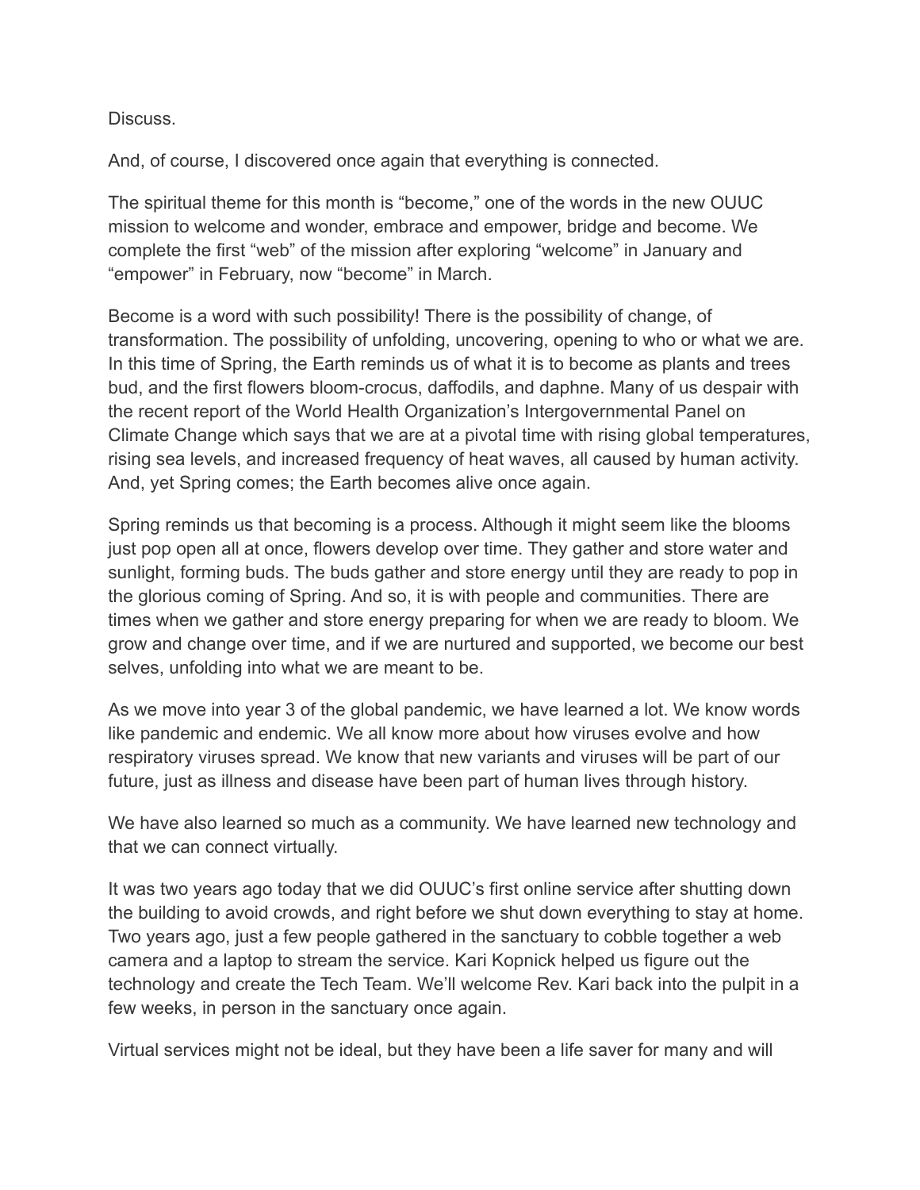Discuss.

And, of course, I discovered once again that everything is connected.

The spiritual theme for this month is “become,” one of the words in the new OUUC mission to welcome and wonder, embrace and empower, bridge and become. We complete the first “web” of the mission after exploring “welcome” in January and “empower” in February, now “become” in March.

Become is a word with such possibility! There is the possibility of change, of transformation. The possibility of unfolding, uncovering, opening to who or what we are. In this time of Spring, the Earth reminds us of what it is to become as plants and trees bud, and the first flowers bloom-crocus, daffodils, and daphne. Many of us despair with the recent report of the World Health Organization’s Intergovernmental Panel on Climate Change which says that we are at a pivotal time with rising global temperatures, rising sea levels, and increased frequency of heat waves, all caused by human activity. And, yet Spring comes; the Earth becomes alive once again.

Spring reminds us that becoming is a process. Although it might seem like the blooms just pop open all at once, flowers develop over time. They gather and store water and sunlight, forming buds. The buds gather and store energy until they are ready to pop in the glorious coming of Spring. And so, it is with people and communities. There are times when we gather and store energy preparing for when we are ready to bloom. We grow and change over time, and if we are nurtured and supported, we become our best selves, unfolding into what we are meant to be.

As we move into year 3 of the global pandemic, we have learned a lot. We know words like pandemic and endemic. We all know more about how viruses evolve and how respiratory viruses spread. We know that new variants and viruses will be part of our future, just as illness and disease have been part of human lives through history.

We have also learned so much as a community. We have learned new technology and that we can connect virtually.

It was two years ago today that we did OUUC’s first online service after shutting down the building to avoid crowds, and right before we shut down everything to stay at home. Two years ago, just a few people gathered in the sanctuary to cobble together a web camera and a laptop to stream the service. Kari Kopnick helped us figure out the technology and create the Tech Team. We’ll welcome Rev. Kari back into the pulpit in a few weeks, in person in the sanctuary once again.

Virtual services might not be ideal, but they have been a life saver for many and will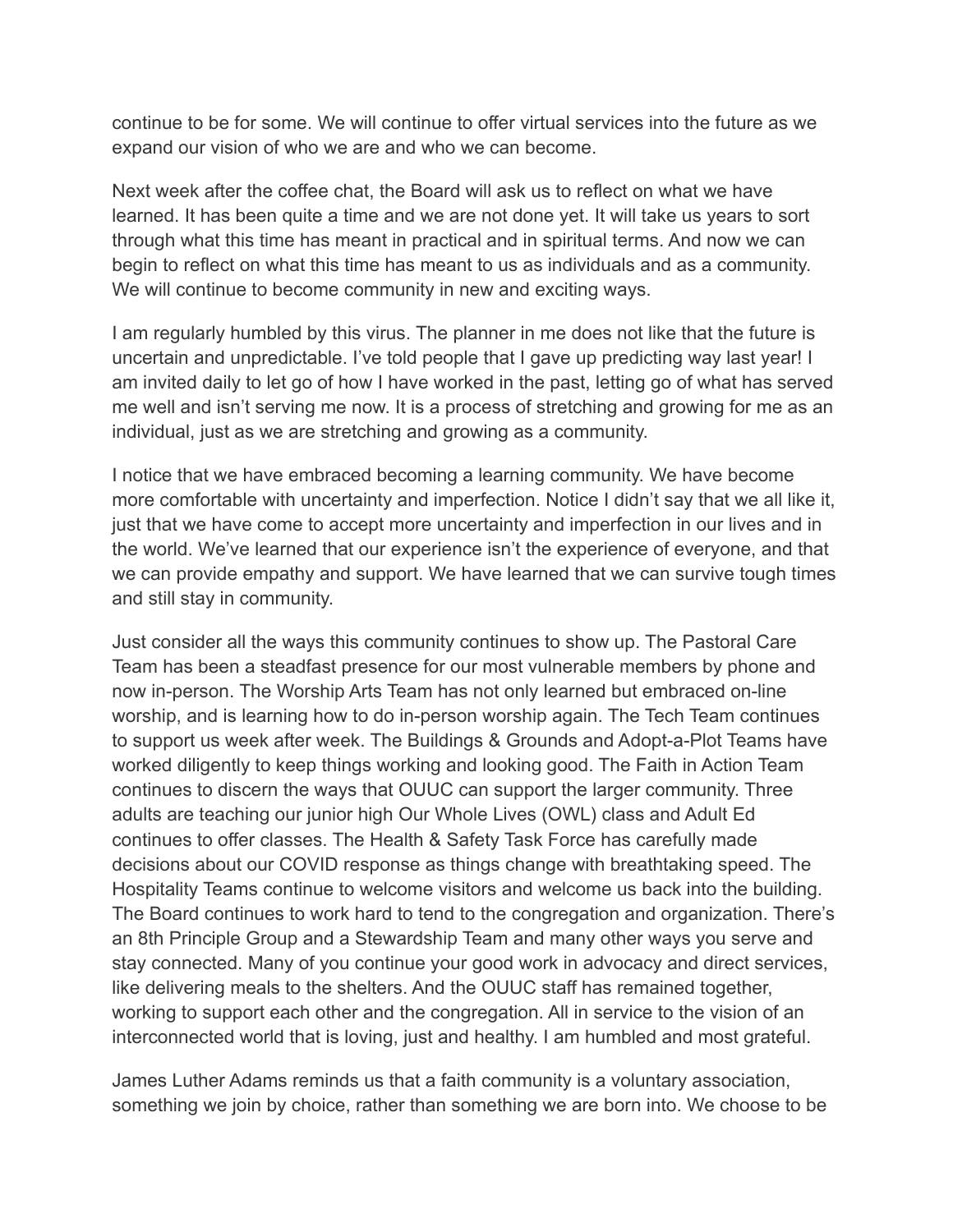continue to be for some. We will continue to offer virtual services into the future as we expand our vision of who we are and who we can become.

Next week after the coffee chat, the Board will ask us to reflect on what we have learned. It has been quite a time and we are not done yet. It will take us years to sort through what this time has meant in practical and in spiritual terms. And now we can begin to reflect on what this time has meant to us as individuals and as a community. We will continue to become community in new and exciting ways.

I am regularly humbled by this virus. The planner in me does not like that the future is uncertain and unpredictable. I've told people that I gave up predicting way last year! I am invited daily to let go of how I have worked in the past, letting go of what has served me well and isn't serving me now. It is a process of stretching and growing for me as an individual, just as we are stretching and growing as a community.

I notice that we have embraced becoming a learning community. We have become more comfortable with uncertainty and imperfection. Notice I didn't say that we all like it, just that we have come to accept more uncertainty and imperfection in our lives and in the world. We've learned that our experience isn't the experience of everyone, and that we can provide empathy and support. We have learned that we can survive tough times and still stay in community.

Just consider all the ways this community continues to show up. The Pastoral Care Team has been a steadfast presence for our most vulnerable members by phone and now in-person. The Worship Arts Team has not only learned but embraced on-line worship, and is learning how to do in-person worship again. The Tech Team continues to support us week after week. The Buildings & Grounds and Adopt-a-Plot Teams have worked diligently to keep things working and looking good. The Faith in Action Team continues to discern the ways that OUUC can support the larger community. Three adults are teaching our junior high Our Whole Lives (OWL) class and Adult Ed continues to offer classes. The Health & Safety Task Force has carefully made decisions about our COVID response as things change with breathtaking speed. The Hospitality Teams continue to welcome visitors and welcome us back into the building. The Board continues to work hard to tend to the congregation and organization. There's an 8th Principle Group and a Stewardship Team and many other ways you serve and stay connected. Many of you continue your good work in advocacy and direct services, like delivering meals to the shelters. And the OUUC staff has remained together, working to support each other and the congregation. All in service to the vision of an interconnected world that is loving, just and healthy. I am humbled and most grateful.

James Luther Adams reminds us that a faith community is a voluntary association, something we join by choice, rather than something we are born into. We choose to be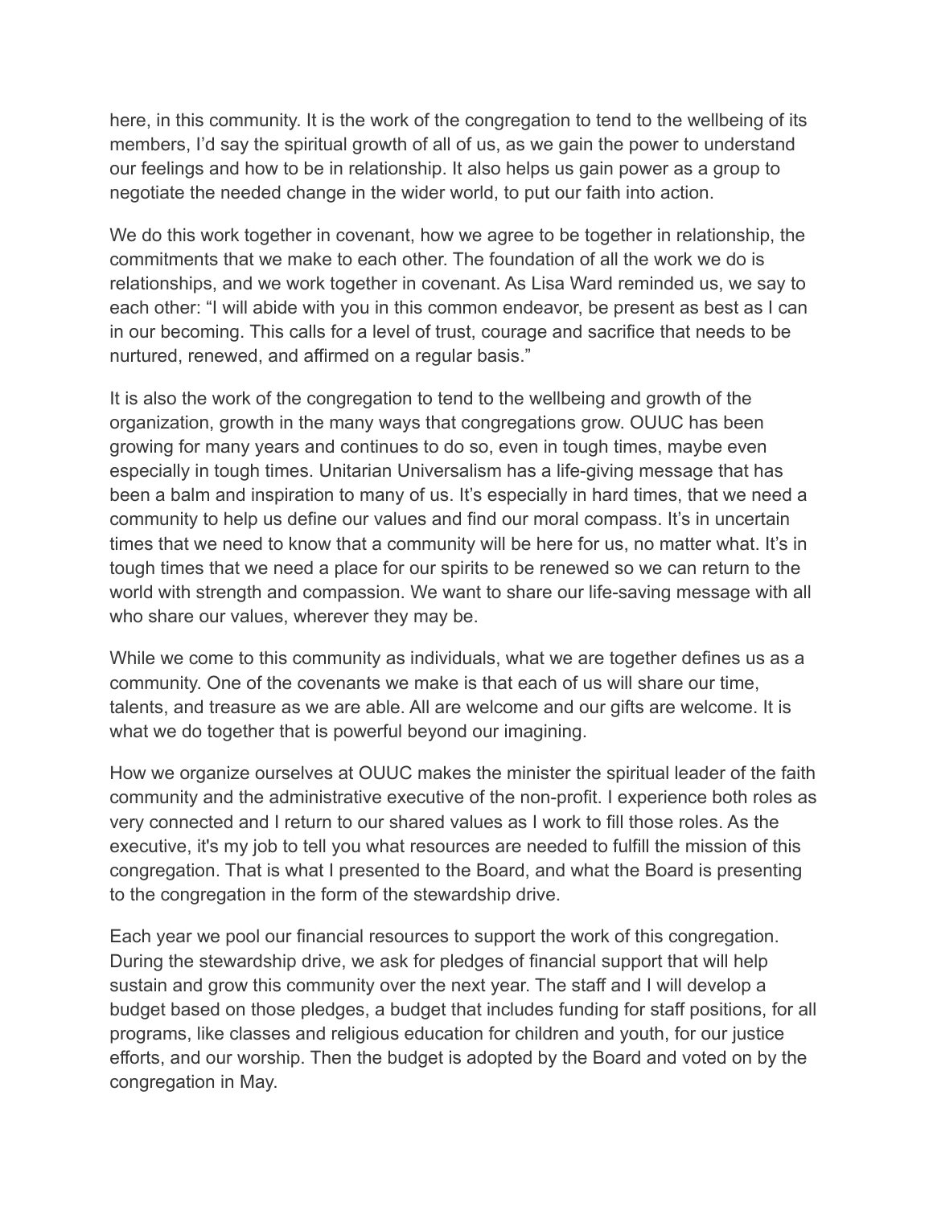here, in this community. It is the work of the congregation to tend to the wellbeing of its members, I'd say the spiritual growth of all of us, as we gain the power to understand our feelings and how to be in relationship. It also helps us gain power as a group to negotiate the needed change in the wider world, to put our faith into action.

We do this work together in covenant, how we agree to be together in relationship, the commitments that we make to each other. The foundation of all the work we do is relationships, and we work together in covenant. As Lisa Ward reminded us, we say to each other: "I will abide with you in this common endeavor, be present as best as I can in our becoming. This calls for a level of trust, courage and sacrifice that needs to be nurtured, renewed, and affirmed on a regular basis."

It is also the work of the congregation to tend to the wellbeing and growth of the organization, growth in the many ways that congregations grow. OUUC has been growing for many years and continues to do so, even in tough times, maybe even especially in tough times. Unitarian Universalism has a life-giving message that has been a balm and inspiration to many of us. It's especially in hard times, that we need a community to help us define our values and find our moral compass. It's in uncertain times that we need to know that a community will be here for us, no matter what. It's in tough times that we need a place for our spirits to be renewed so we can return to the world with strength and compassion. We want to share our life-saving message with all who share our values, wherever they may be.

While we come to this community as individuals, what we are together defines us as a community. One of the covenants we make is that each of us will share our time, talents, and treasure as we are able. All are welcome and our gifts are welcome. It is what we do together that is powerful beyond our imagining.

How we organize ourselves at OUUC makes the minister the spiritual leader of the faith community and the administrative executive of the non-profit. I experience both roles as very connected and I return to our shared values as I work to fill those roles. As the executive, it's my job to tell you what resources are needed to fulfill the mission of this congregation. That is what I presented to the Board, and what the Board is presenting to the congregation in the form of the stewardship drive.

Each year we pool our financial resources to support the work of this congregation. During the stewardship drive, we ask for pledges of financial support that will help sustain and grow this community over the next year. The staff and I will develop a budget based on those pledges, a budget that includes funding for staff positions, for all programs, like classes and religious education for children and youth, for our justice efforts, and our worship. Then the budget is adopted by the Board and voted on by the congregation in May.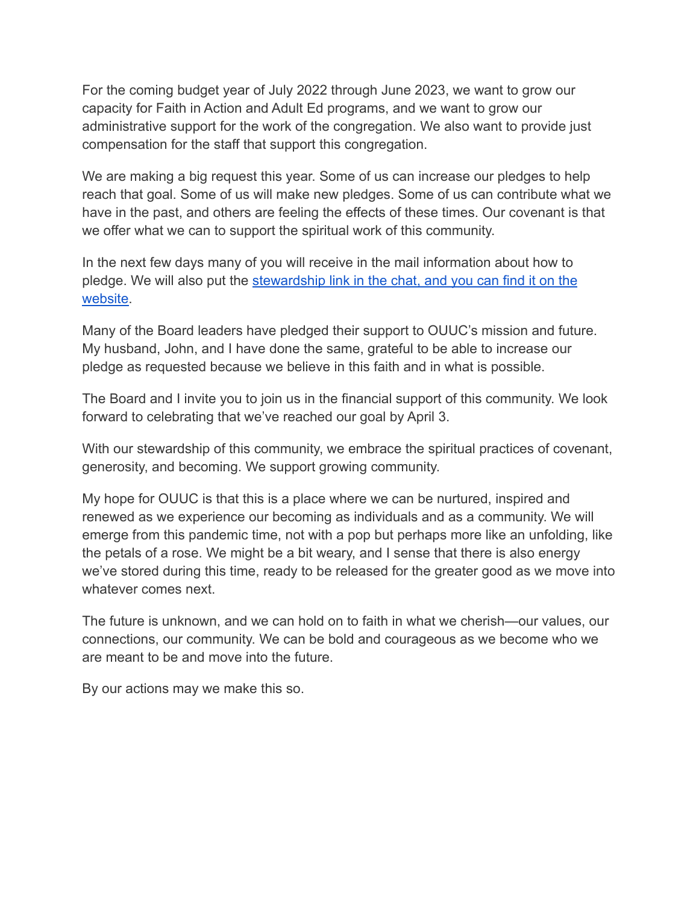For the coming budget year of July 2022 through June 2023, we want to grow our capacity for Faith in Action and Adult Ed programs, and we want to grow our administrative support for the work of the congregation. We also want to provide just compensation for the staff that support this congregation.

We are making a big request this year. Some of us can increase our pledges to help reach that goal. Some of us will make new pledges. Some of us can contribute what we have in the past, and others are feeling the effects of these times. Our covenant is that we offer what we can to support the spiritual work of this community.

In the next few days many of you will receive in the mail information about how to pledge. We will also put the stewardship link in the chat, and you can find it on the website.

Many of the Board leaders have pledged their support to OUUC's mission and future. My husband, John, and I have done the same, grateful to be able to increase our pledge as requested because we believe in this faith and in what is possible.

The Board and I invite you to join us in the financial support of this community. We look forward to celebrating that we've reached our goal by April 3.

With our stewardship of this community, we embrace the spiritual practices of covenant, generosity, and becoming. We support growing community.

My hope for OUUC is that this is a place where we can be nurtured, inspired and renewed as we experience our becoming as individuals and as a community. We will emerge from this pandemic time, not with a pop but perhaps more like an unfolding, like the petals of a rose. We might be a bit weary, and I sense that there is also energy we've stored during this time, ready to be released for the greater good as we move into whatever comes next.

The future is unknown, and we can hold on to faith in what we cherish—our values, our connections, our community. We can be bold and courageous as we become who we are meant to be and move into the future.

By our actions may we make this so.